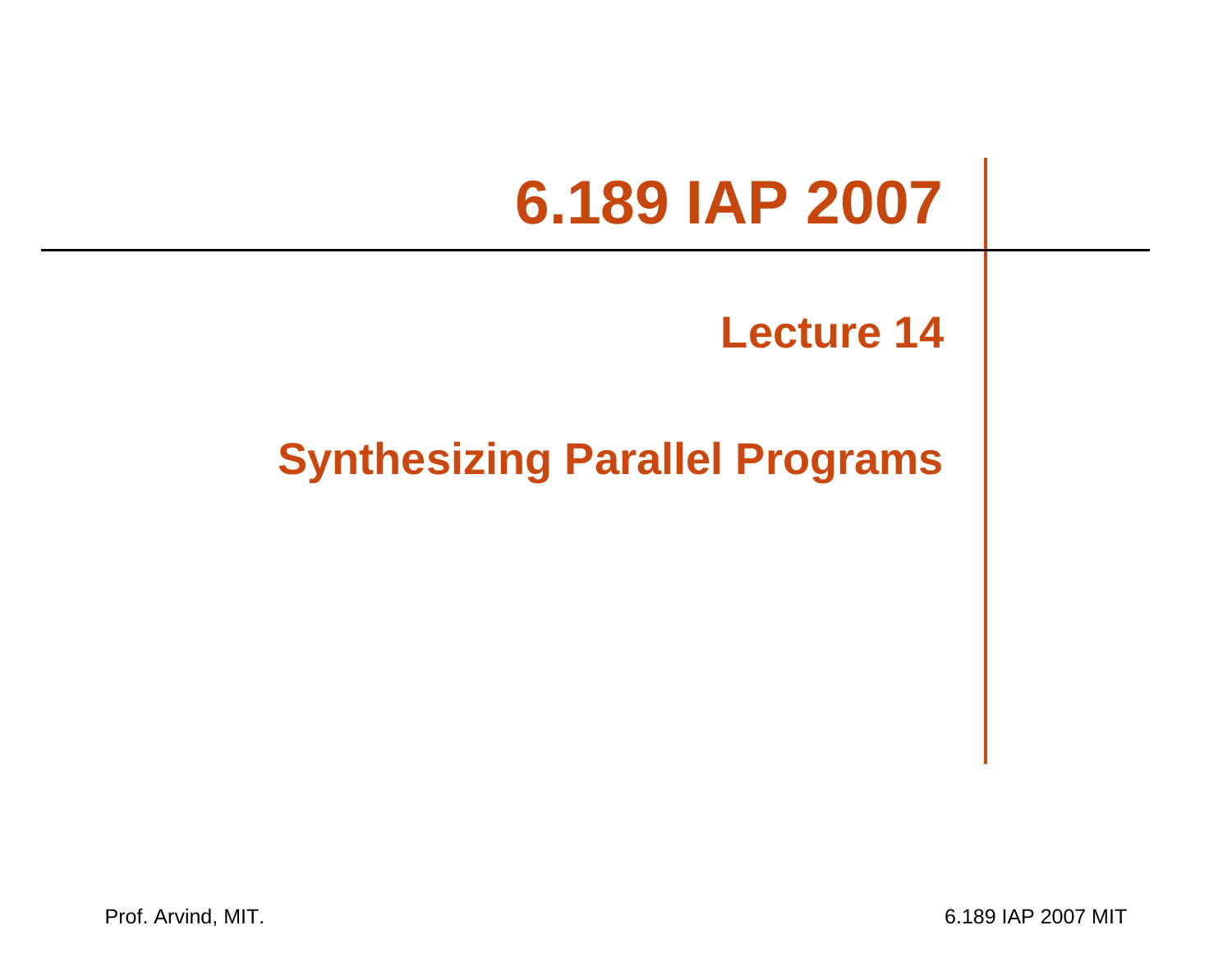# 6.189 IAP 2007

## Lecture 14

## Synthesizing Parallel Programs

Prof. Arvind, MIT.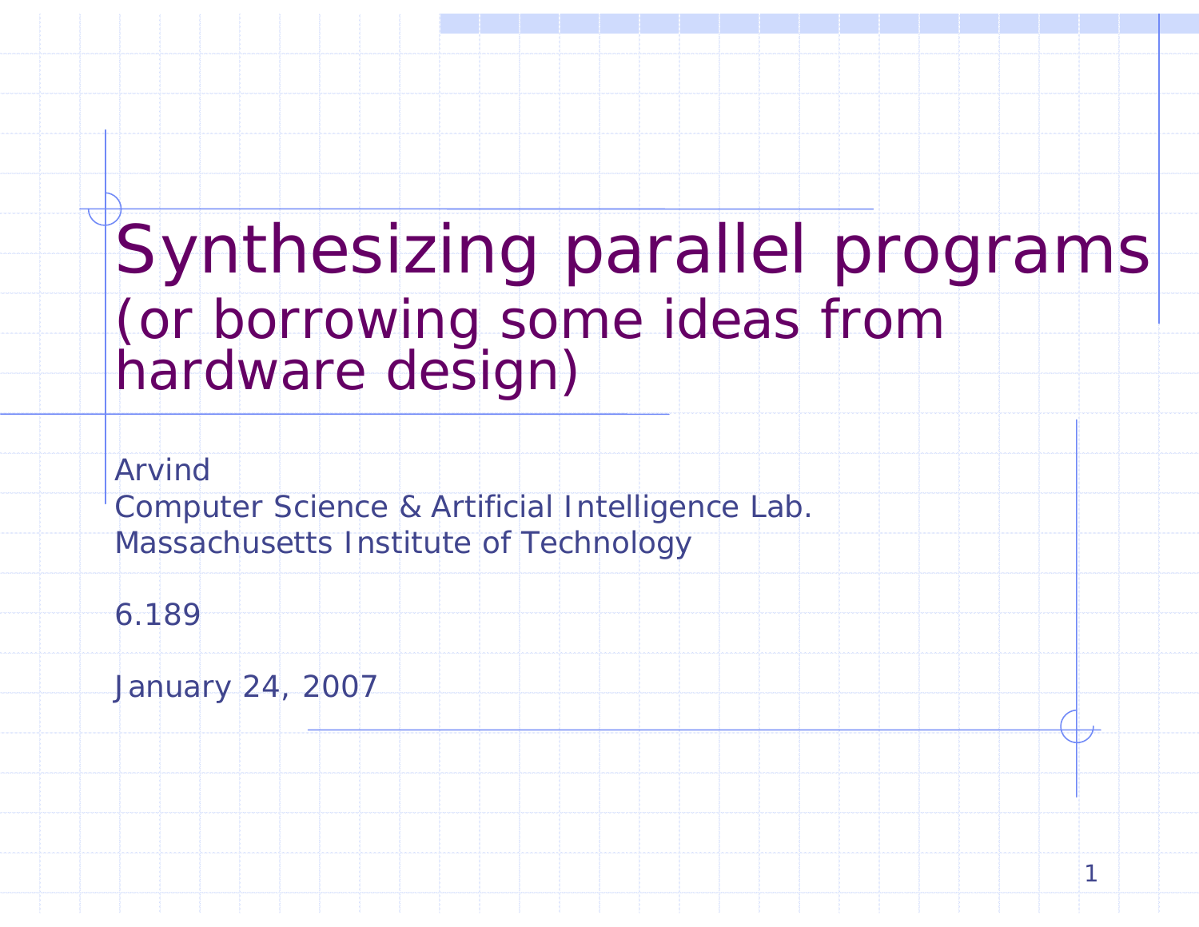# Synthesizing parallel programs
## (or borrowing some ideas from hardware design)

Arvind
Computer Science & Artificial Intelligence Lab.
Massachusetts Institute of Technology

6.189

January 24, 2007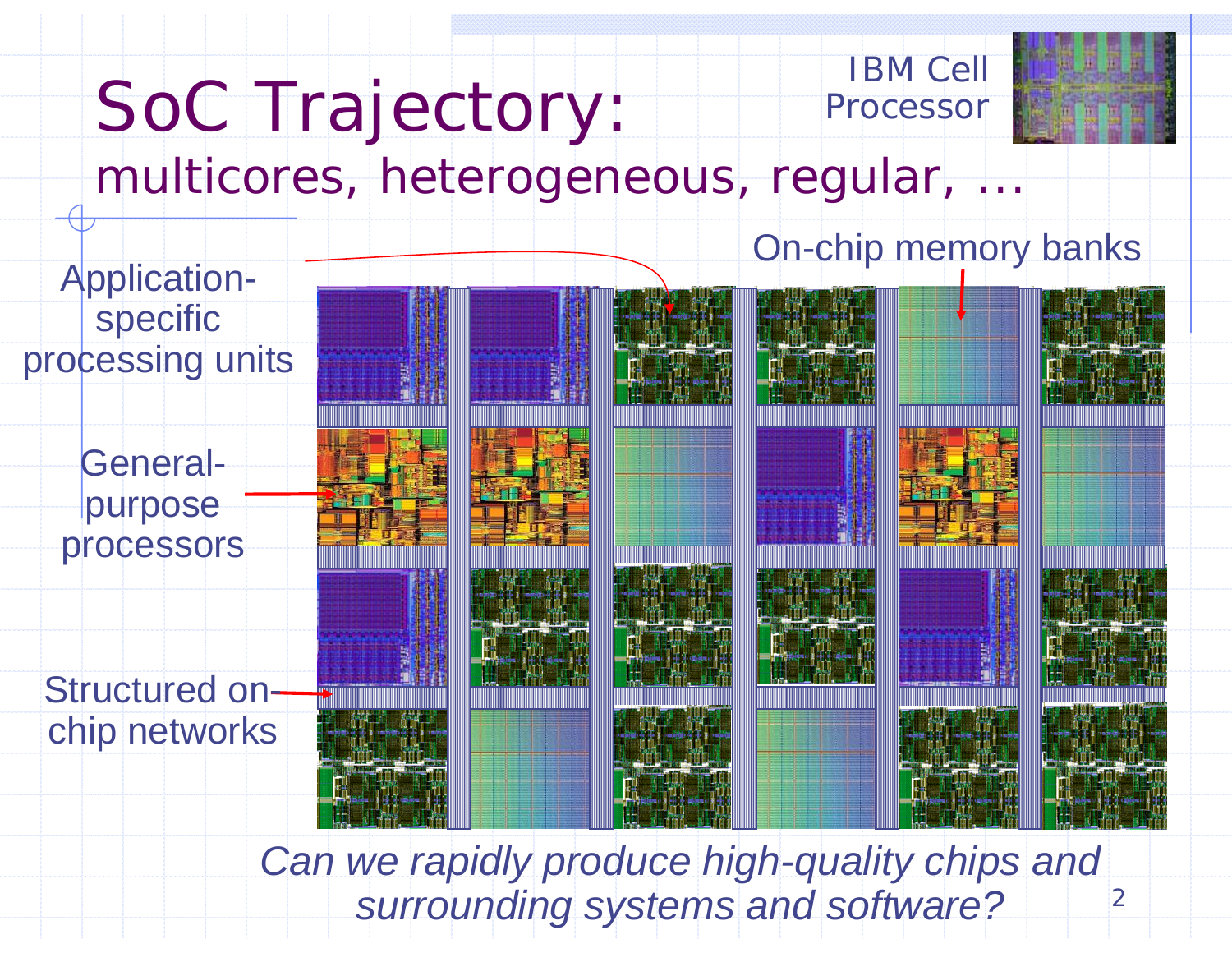# SoC Trajectory:

## multicores, heterogeneous, regular, …

IBM Cell Processor

Application-specific processing units

General-purpose processors

Structured on-chip networks

On-chip memory banks

*Can we rapidly produce high-quality chips and surrounding systems and software?*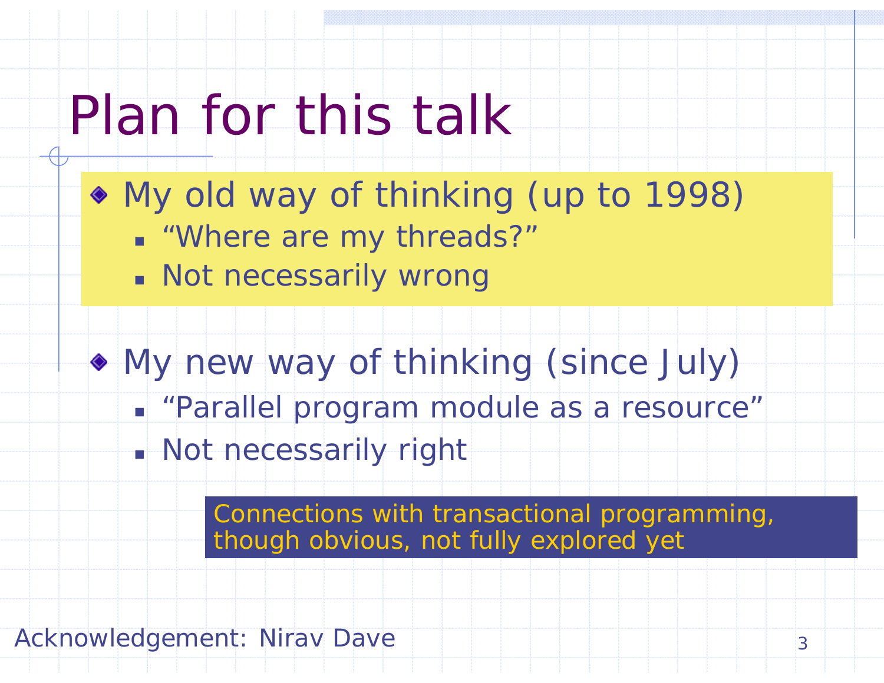# Plan for this talk

- My old way of thinking (up to 1998)
  - "Where are my threads?"
  - Not necessarily wrong

- My new way of thinking (since July)
  - "Parallel program module as a resource"
  - Not necessarily right

Connections with transactional programming, though obvious, not fully explored yet

Acknowledgement: Nirav Dave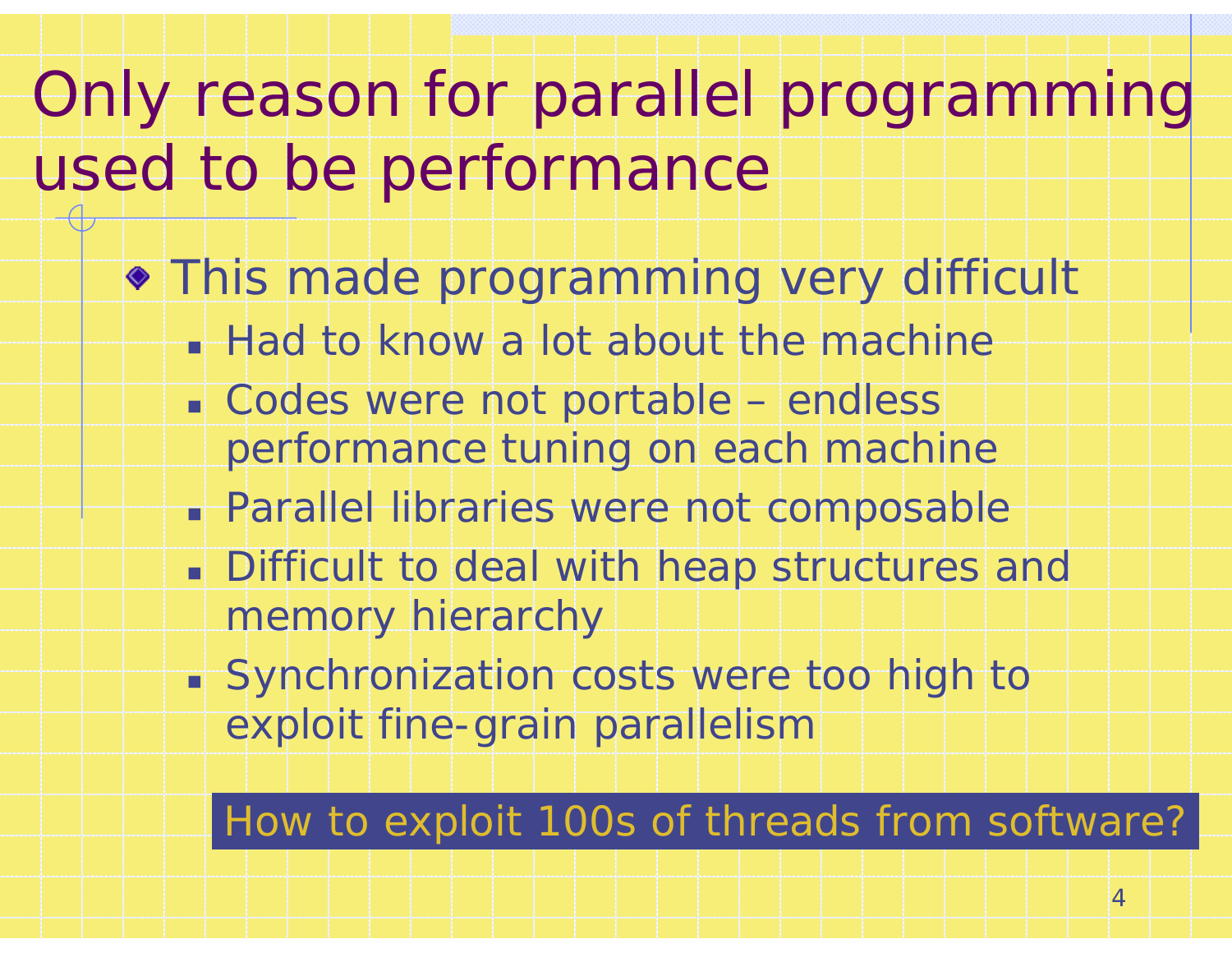# Only reason for parallel programming used to be performance

- This made programming very difficult
  - Had to know a lot about the machine
  - Codes were not portable – endless performance tuning on each machine
  - Parallel libraries were not composable
  - Difficult to deal with heap structures and memory hierarchy
  - Synchronization costs were too high to exploit fine-grain parallelism

**How to exploit 100s of threads from software?**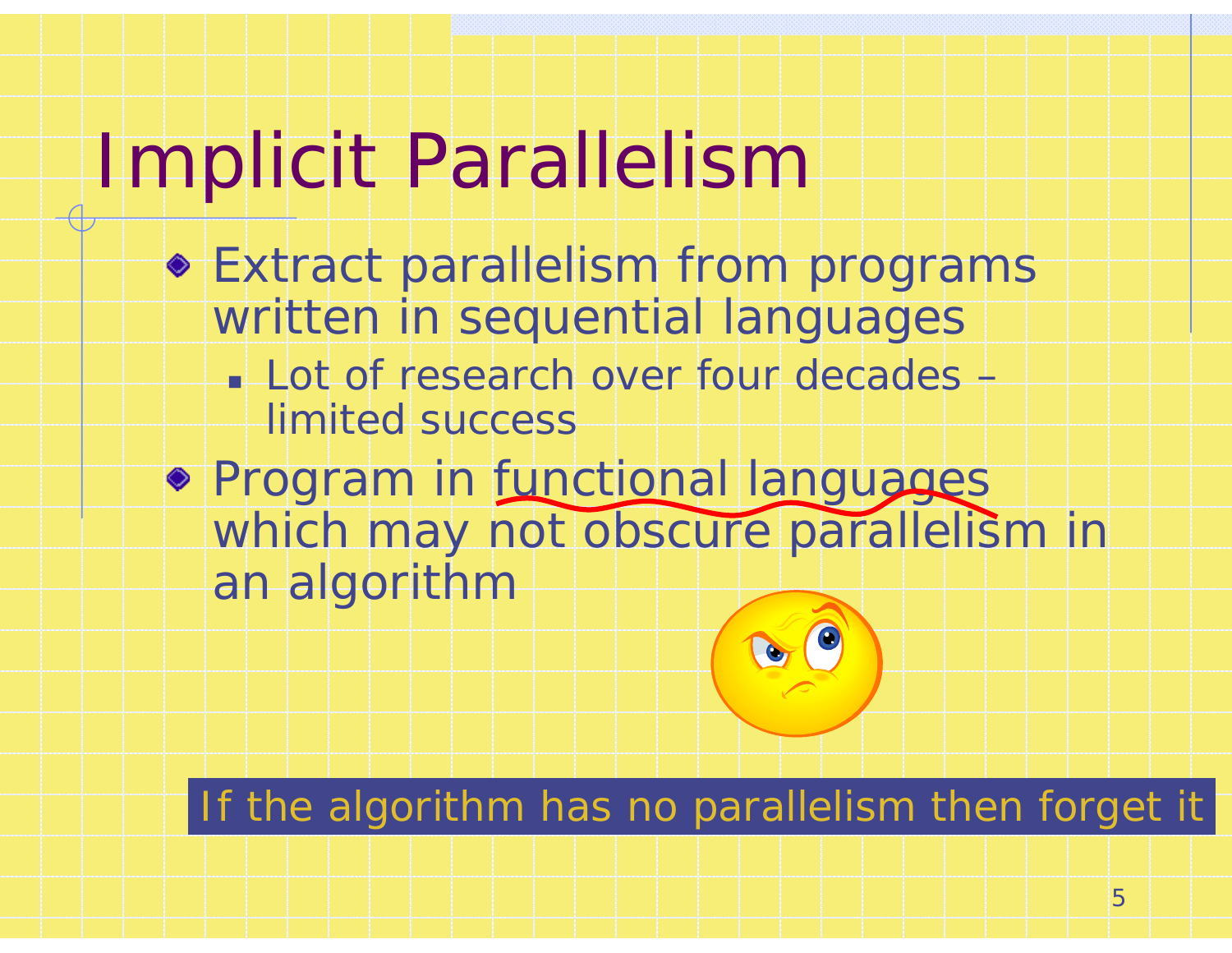# Implicit Parallelism

- Extract parallelism from programs written in sequential languages
  - Lot of research over four decades – limited success
- Program in functional languages which may not obscure parallelism in an algorithm

If the algorithm has no parallelism then forget it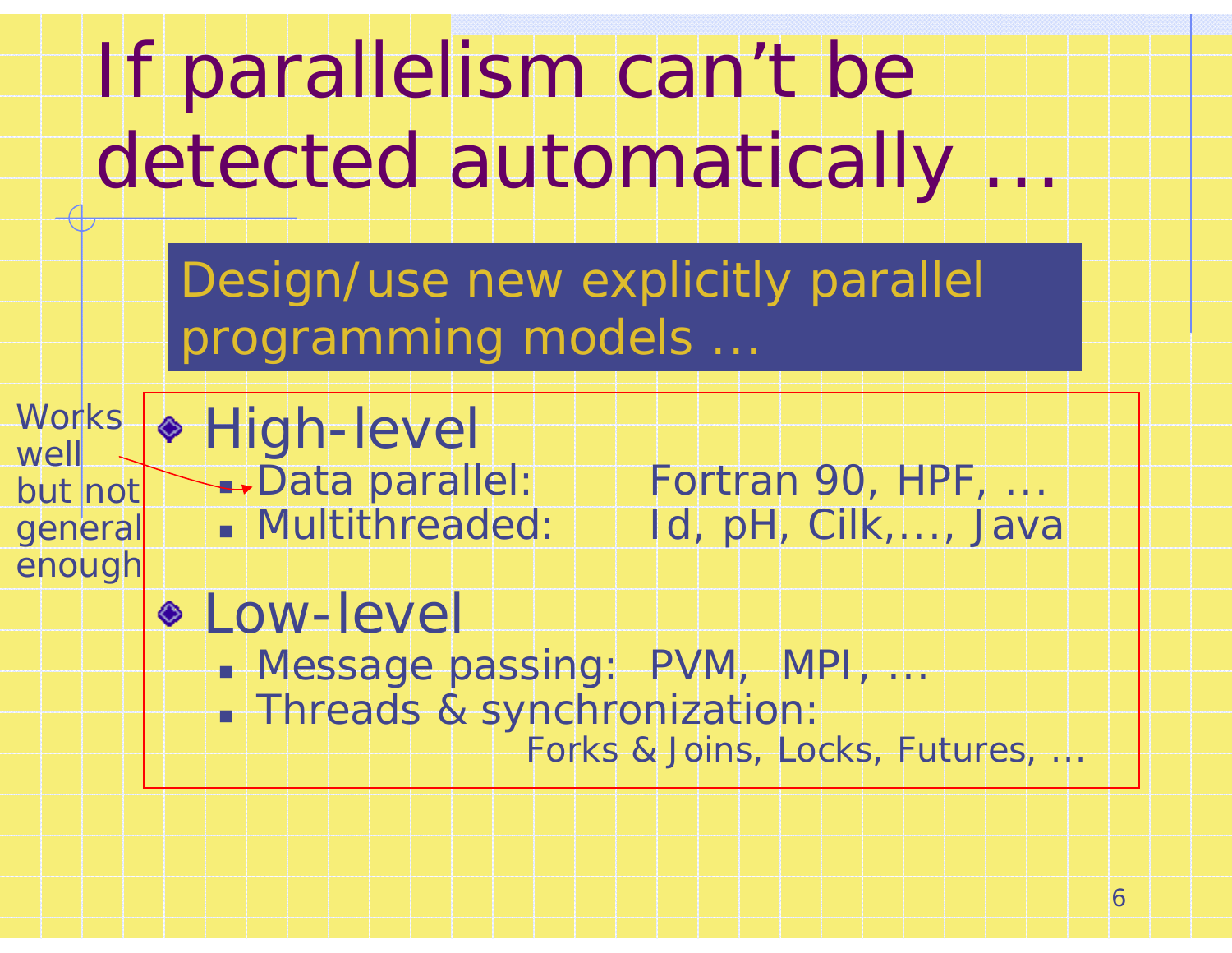# If parallelism can't be detected automatically …

**Design/use new explicitly parallel programming models …**

Works well but not general enough

- High-level
  - Data parallel: Fortran 90, HPF, …
  - Multithreaded: Id, pH, Cilk,…, Java
- Low-level
  - Message passing: PVM, MPI, …
  - Threads & synchronization: Forks & Joins, Locks, Futures, …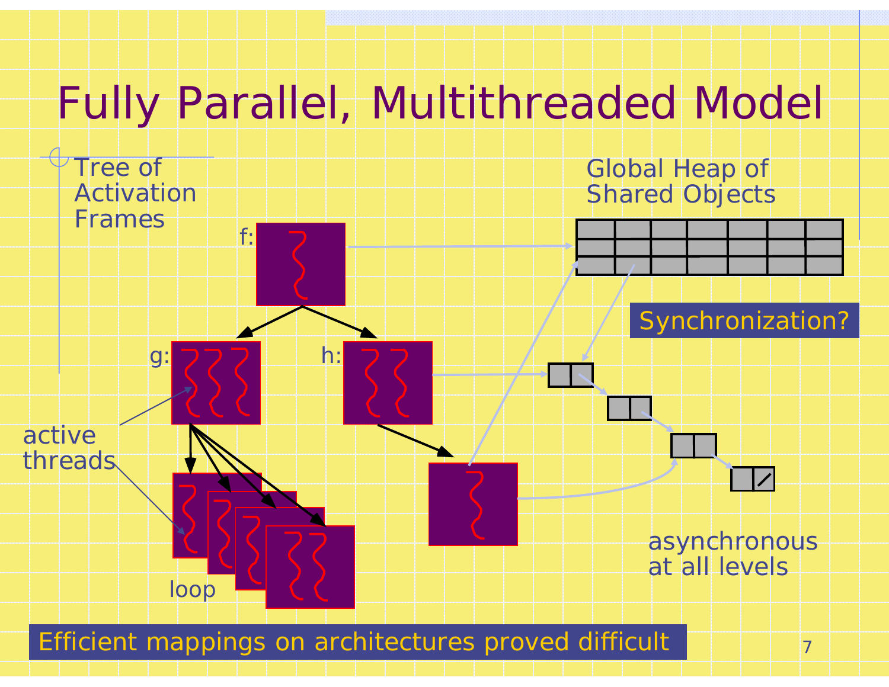# Fully Parallel, Multithreaded Model

Tree of Activation Frames

Global Heap of Shared Objects

f:

g:

h:

active threads

loop

Synchronization?

asynchronous at all levels

Efficient mappings on architectures proved difficult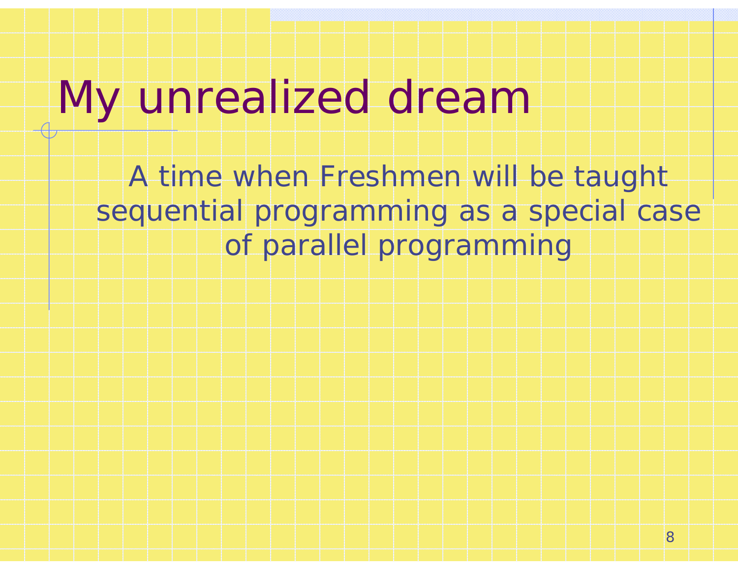# My unrealized dream

A time when Freshmen will be taught sequential programming as a special case of parallel programming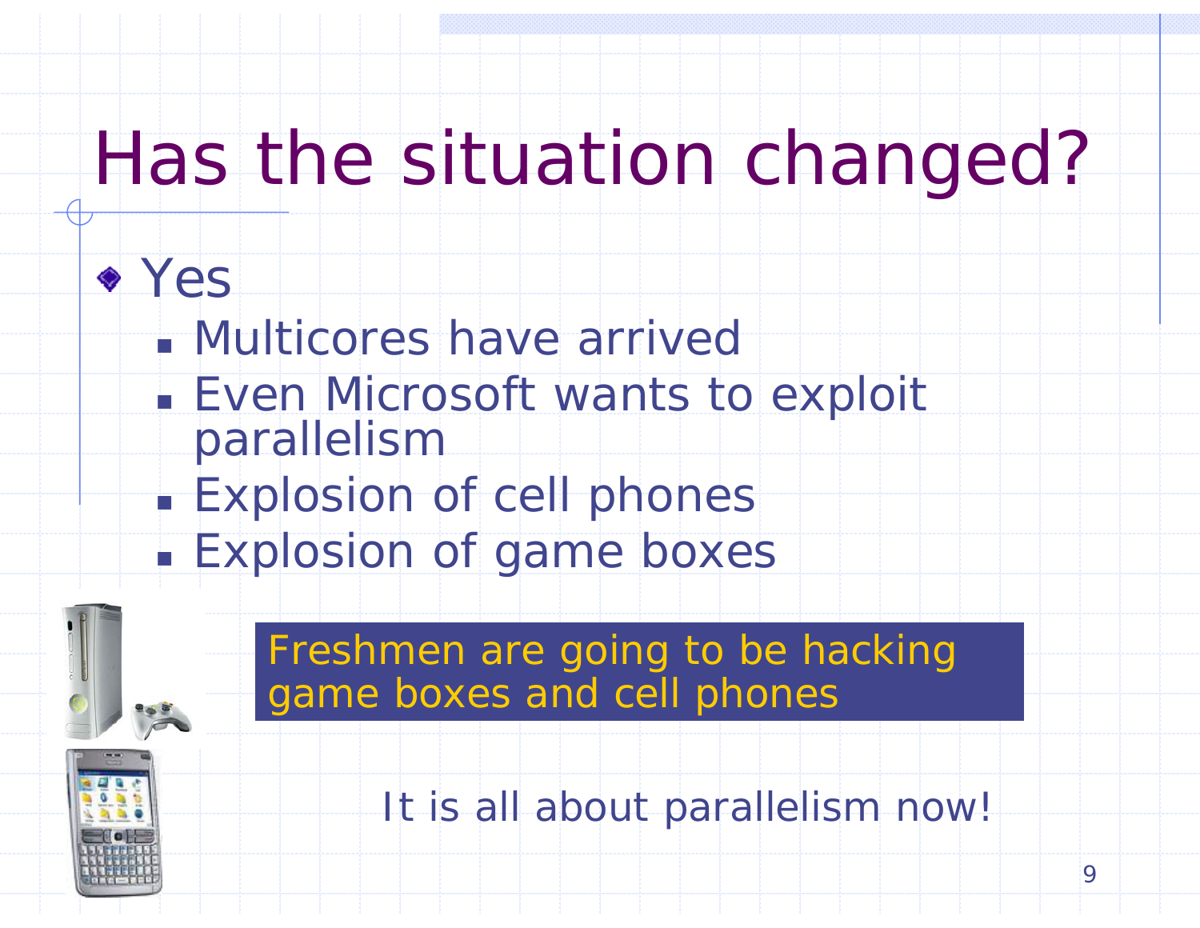# Has the situation changed?

- Yes
  - Multicores have arrived
  - Even Microsoft wants to exploit parallelism
  - Explosion of cell phones
  - Explosion of game boxes

Freshmen are going to be hacking game boxes and cell phones

It is all about parallelism now!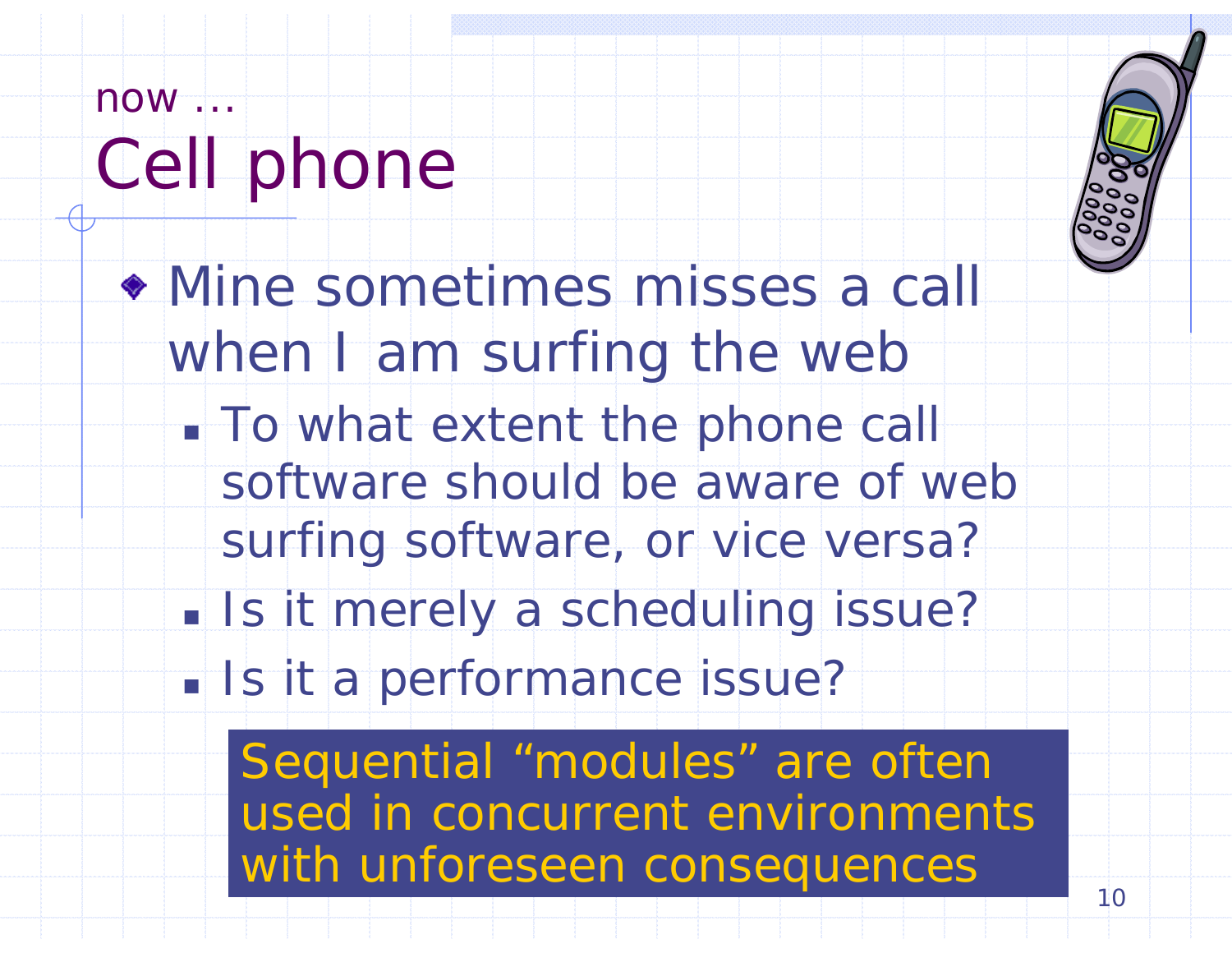now …

# Cell phone

- Mine sometimes misses a call when I am surfing the web
  - To what extent the phone call software should be aware of web surfing software, or vice versa?
  - Is it merely a scheduling issue?
  - Is it a performance issue?

Sequential “modules” are often used in concurrent environments with unforeseen consequences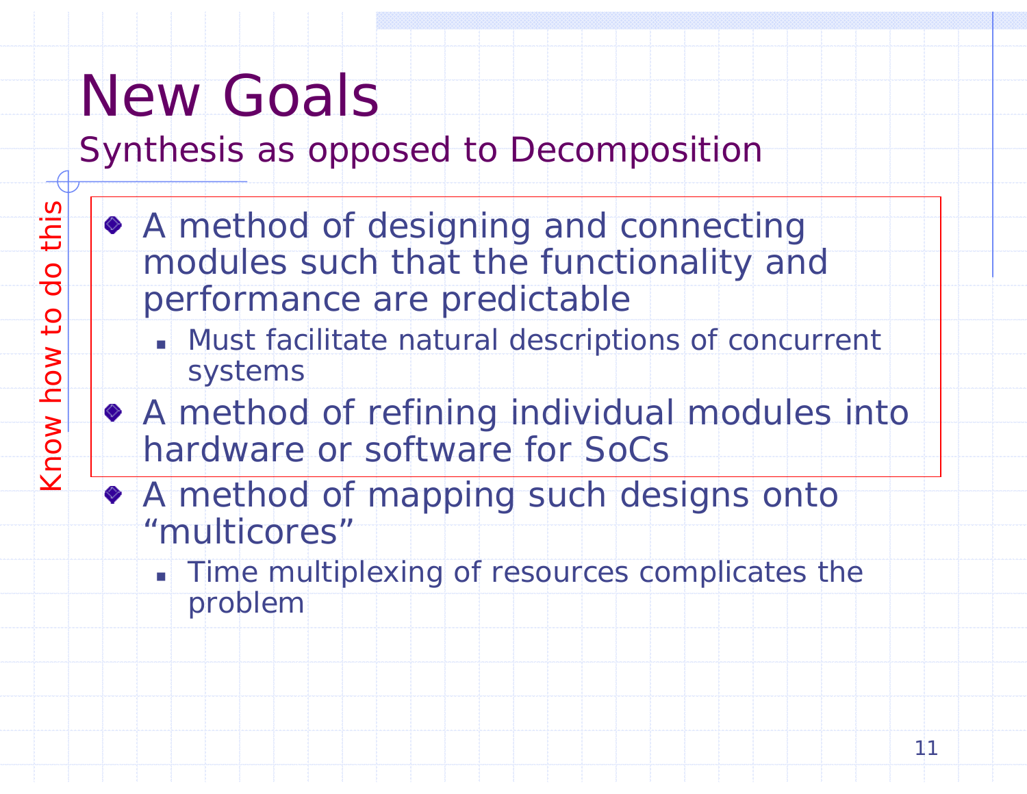# New Goals

## Synthesis as opposed to Decomposition

Know how to do this

- A method of designing and connecting modules such that the functionality and performance are predictable
  - Must facilitate natural descriptions of concurrent systems
- A method of refining individual modules into hardware or software for SoCs
- A method of mapping such designs onto "multicores"
  - Time multiplexing of resources complicates the problem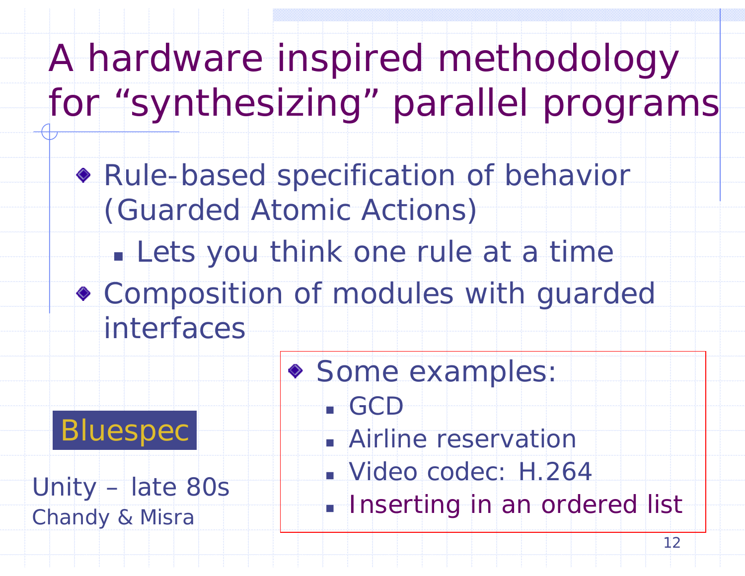# A hardware inspired methodology for "synthesizing" parallel programs

- Rule-based specification of behavior (Guarded Atomic Actions)
  - Lets you think one rule at a time
- Composition of modules with guarded interfaces

Bluespec

Unity – late 80s
Chandy & Misra

- Some examples:
  - GCD
  - Airline reservation
  - Video codec: H.264
  - Inserting in an ordered list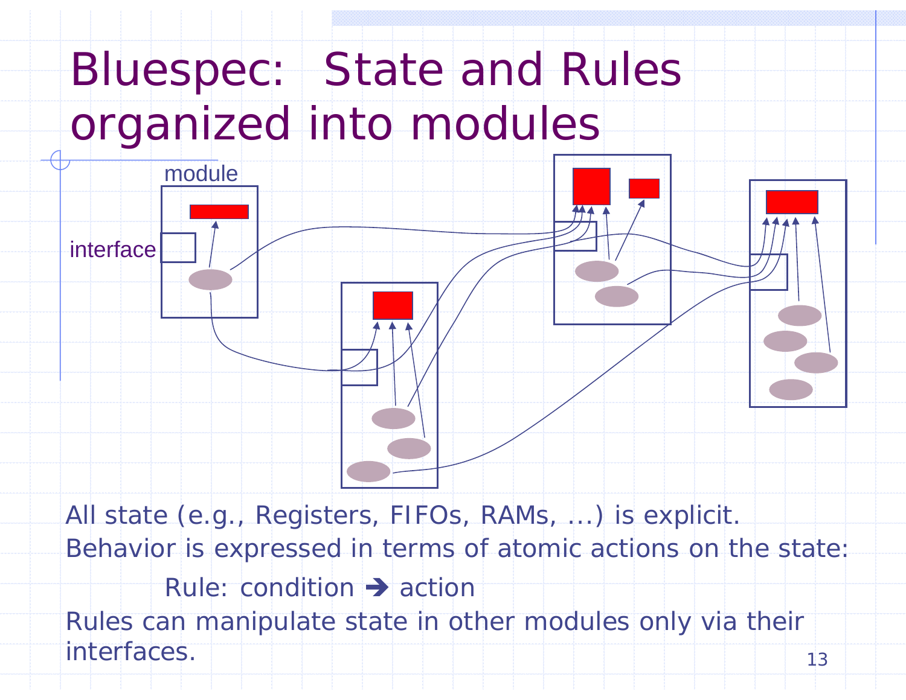# Bluespec: State and Rules organized into modules

module

interface

All state (e.g., Registers, FIFOs, RAMs, ...) is explicit.

Behavior is expressed in terms of atomic actions on the state:

Rule: condition ➔ action

Rules can manipulate state in other modules only via their interfaces.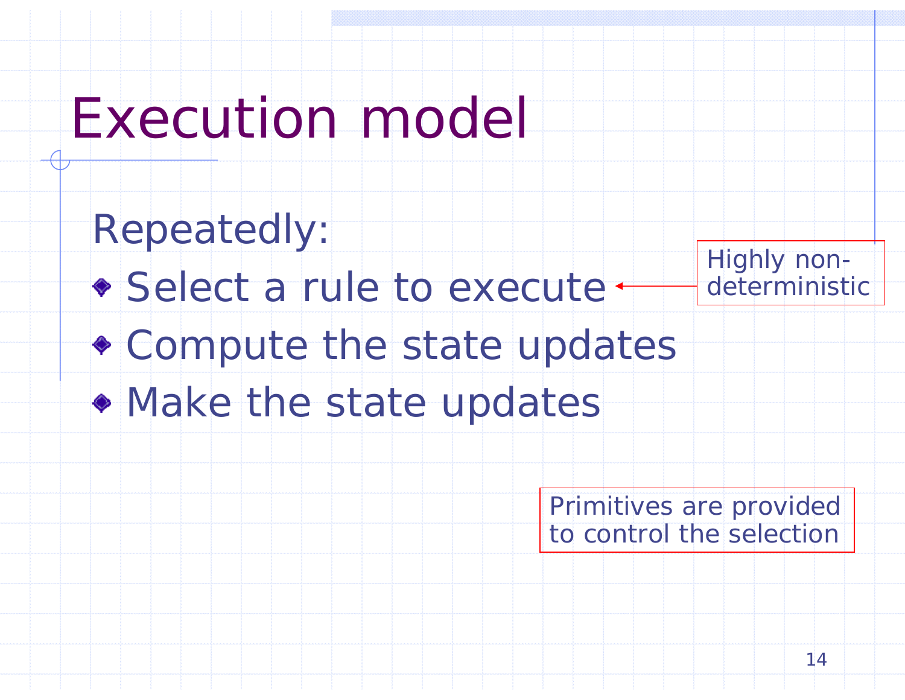# Execution model

Repeatedly:

- Select a rule to execute
- Compute the state updates
- Make the state updates

Highly non-deterministic

Primitives are provided to control the selection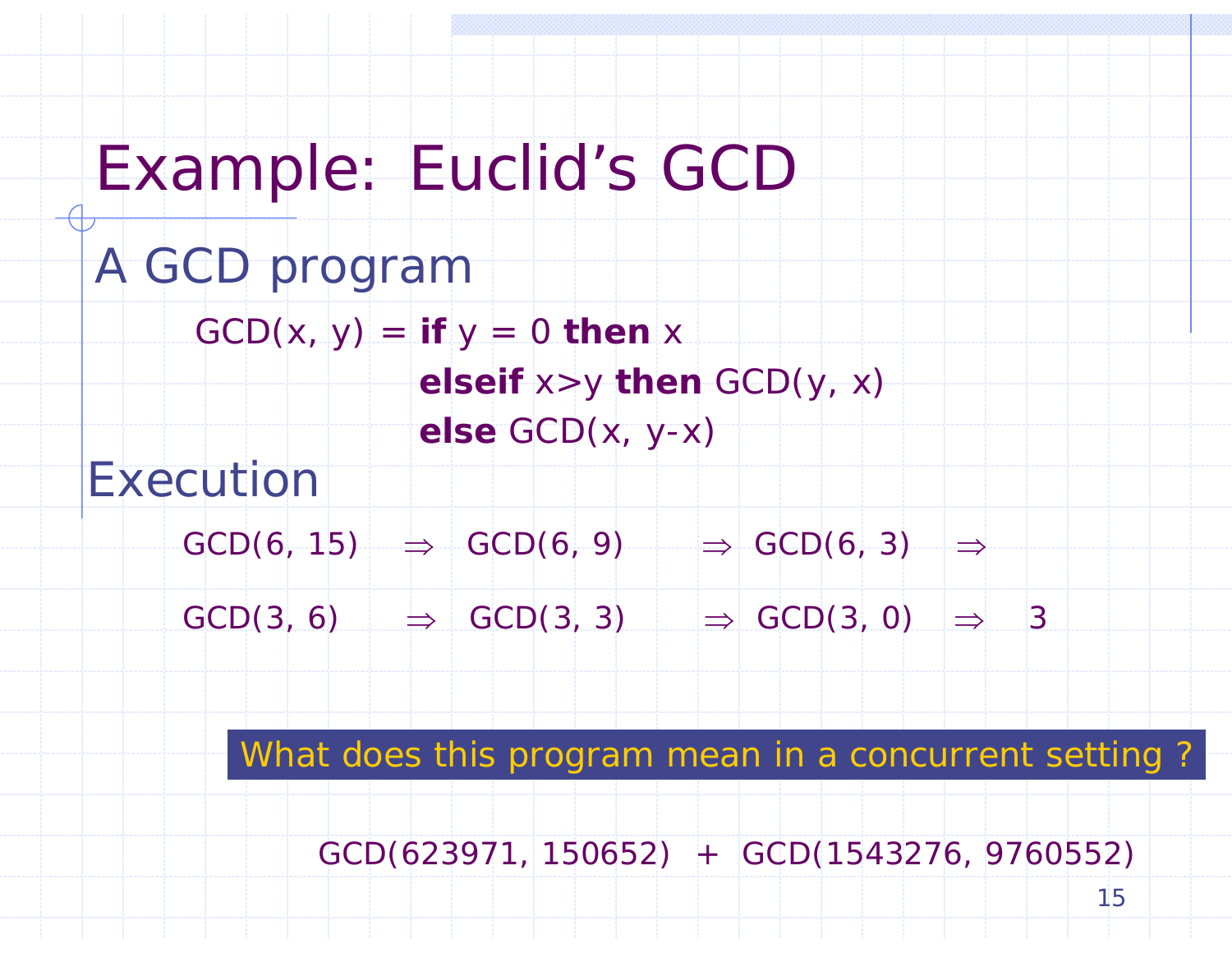# Example: Euclid's GCD

## A GCD program

```
GCD(x, y) = if y = 0 then x
            elseif x>y then GCD(y, x)
            else GCD(x, y-x)
```

## Execution

GCD(6, 15) $\Rightarrow$ GCD(6, 9) $\Rightarrow$ GCD(6, 3) $\Rightarrow$

GCD(3, 6) $\Rightarrow$ GCD(3, 3) $\Rightarrow$ GCD(3, 0) $\Rightarrow$ 3

**What does this program mean in a concurrent setting ?**

GCD(623971, 150652) + GCD(1543276, 9760552)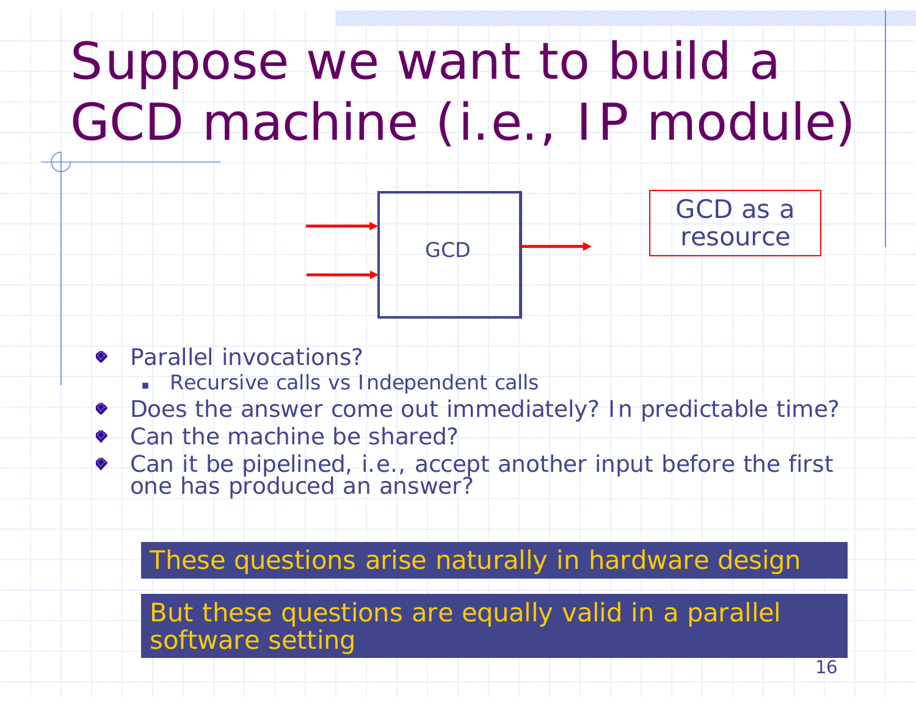# Suppose we want to build a GCD machine (i.e., IP module)

GCD

GCD as a resource

- Parallel invocations?
  - Recursive calls vs Independent calls
- Does the answer come out immediately? In predictable time?
- Can the machine be shared?
- Can it be pipelined, i.e., accept another input before the first one has produced an answer?

**These questions arise naturally in hardware design**

**But these questions are equally valid in a parallel software setting**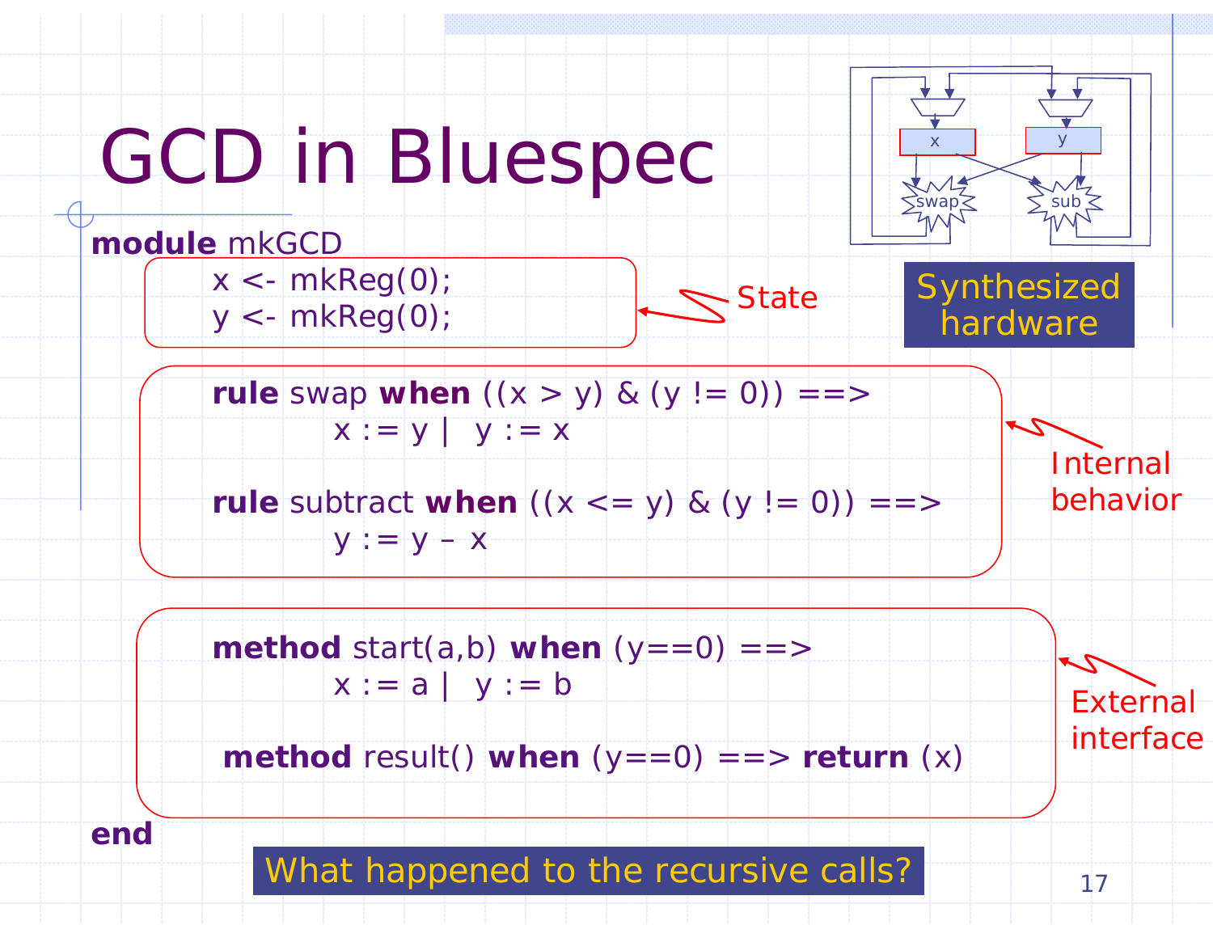# GCD in Bluespec

```
module mkGCD
    x <- mkReg(0);
    y <- mkReg(0);

    rule swap when ((x > y) & (y != 0)) ==>
            x := y |  y := x

    rule subtract when ((x <= y) & (y != 0)) ==>
            y := y – x

    method start(a,b) when (y==0) ==>
            x := a |  y := b

    method result() when (y==0) ==> return (x)
end
```

State

Internal behavior

External interface

Synthesized hardware

What happened to the recursive calls?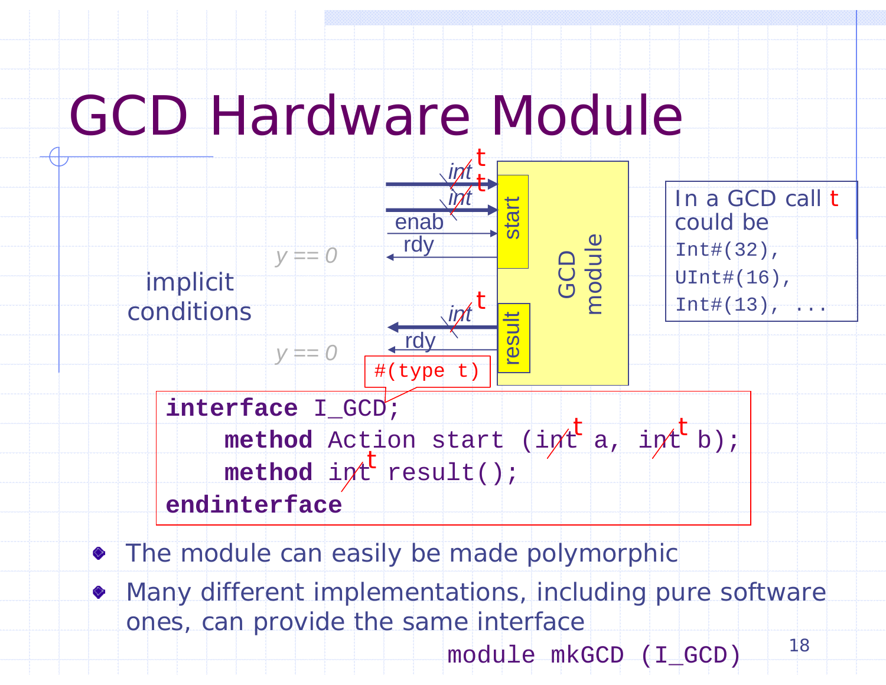# GCD Hardware Module

implicit conditions

- start: int t, int t, enab, rdy ($y == 0$)
- result: int t, rdy ($y == 0$)

GCD module

In a GCD call t could be
`Int#(32)`,
`UInt#(16)`,
`Int#(13)`, ...

`#(type t)`

```
interface I_GCD;
    method Action start (int a, int b);
    method int result();
endinterface
```

(with `int` replaced by `t`)

- The module can easily be made polymorphic
- Many different implementations, including pure software ones, can provide the same interface

`module mkGCD (I_GCD)`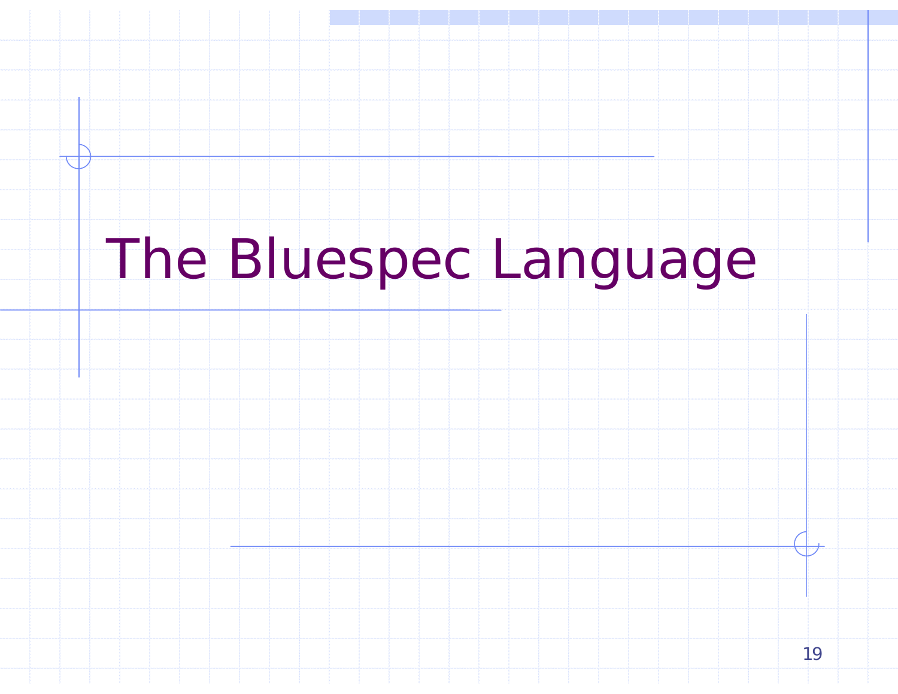# The Bluespec Language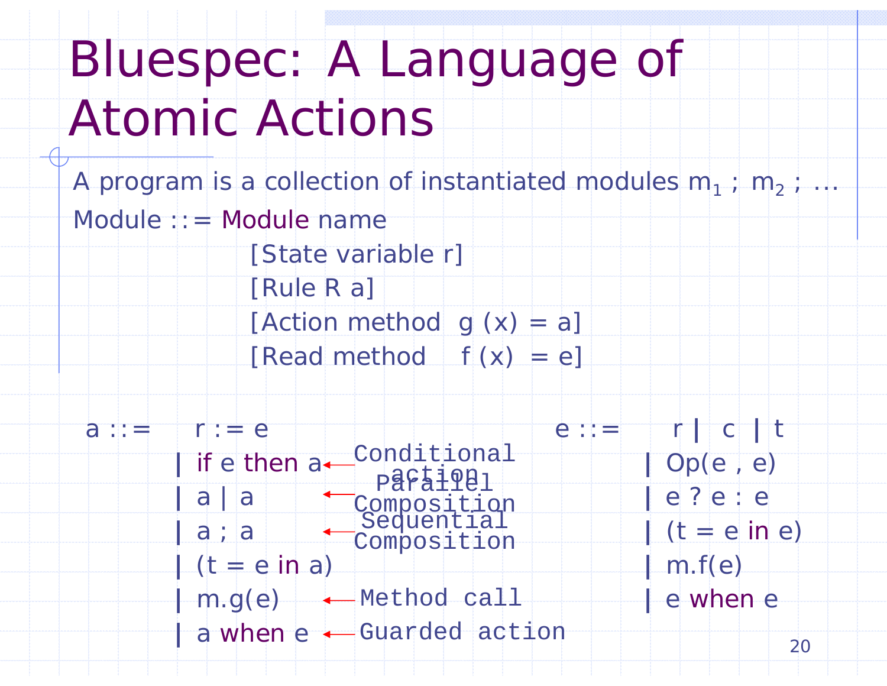# Bluespec: A Language of Atomic Actions

A program is a collection of instantiated modules $m_1$ ; $m_2$ ; …

```
Module ::= Module name
               [State variable r]
               [Rule R a]
               [Action method  g (x) = a]
               [Read method    f (x)  = e]
```

```
a ::=   r := e
      | if e then a    ← Conditional action
      | a | a          ← Parallel Composition
      | a ; a          ← Sequential Composition
      | (t = e in a)
      | m.g(e)         ← Method call
      | a when e       ← Guarded action
```

```
e ::=   r | c | t
      | Op(e , e)
      | e ? e : e
      | (t = e in e)
      | m.f(e)
      | e when e
```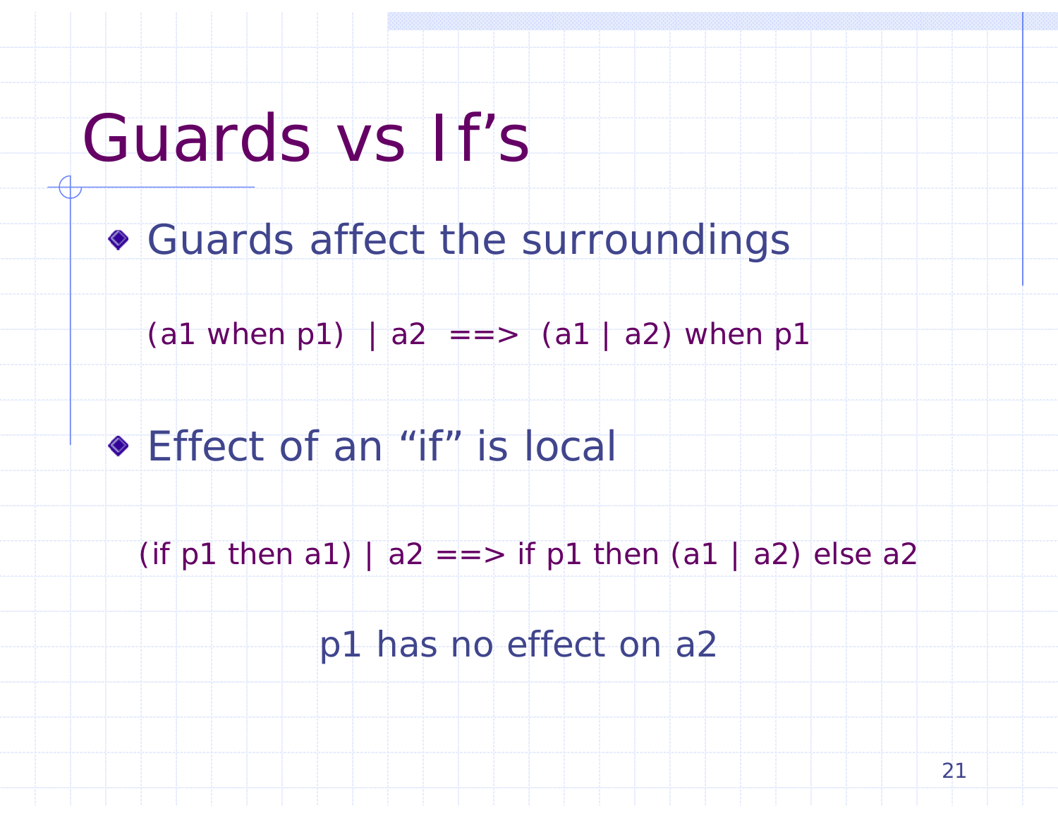# Guards vs If's

- Guards affect the surroundings

```
(a1 when p1)  | a2  ==>  (a1 | a2) when p1
```

- Effect of an "if" is local

```
(if p1 then a1) | a2 ==> if p1 then (a1 | a2) else a2
```

p1 has no effect on a2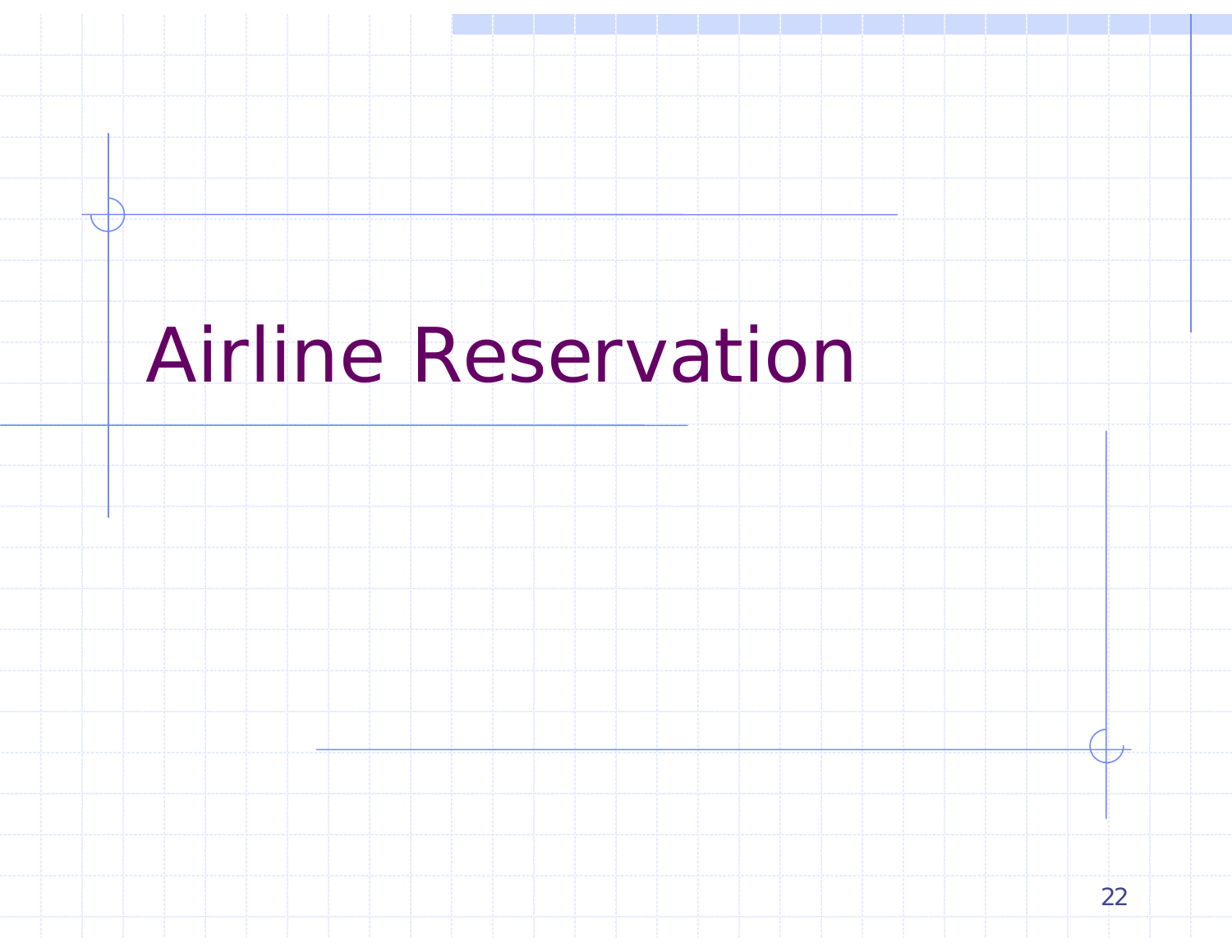# Airline Reservation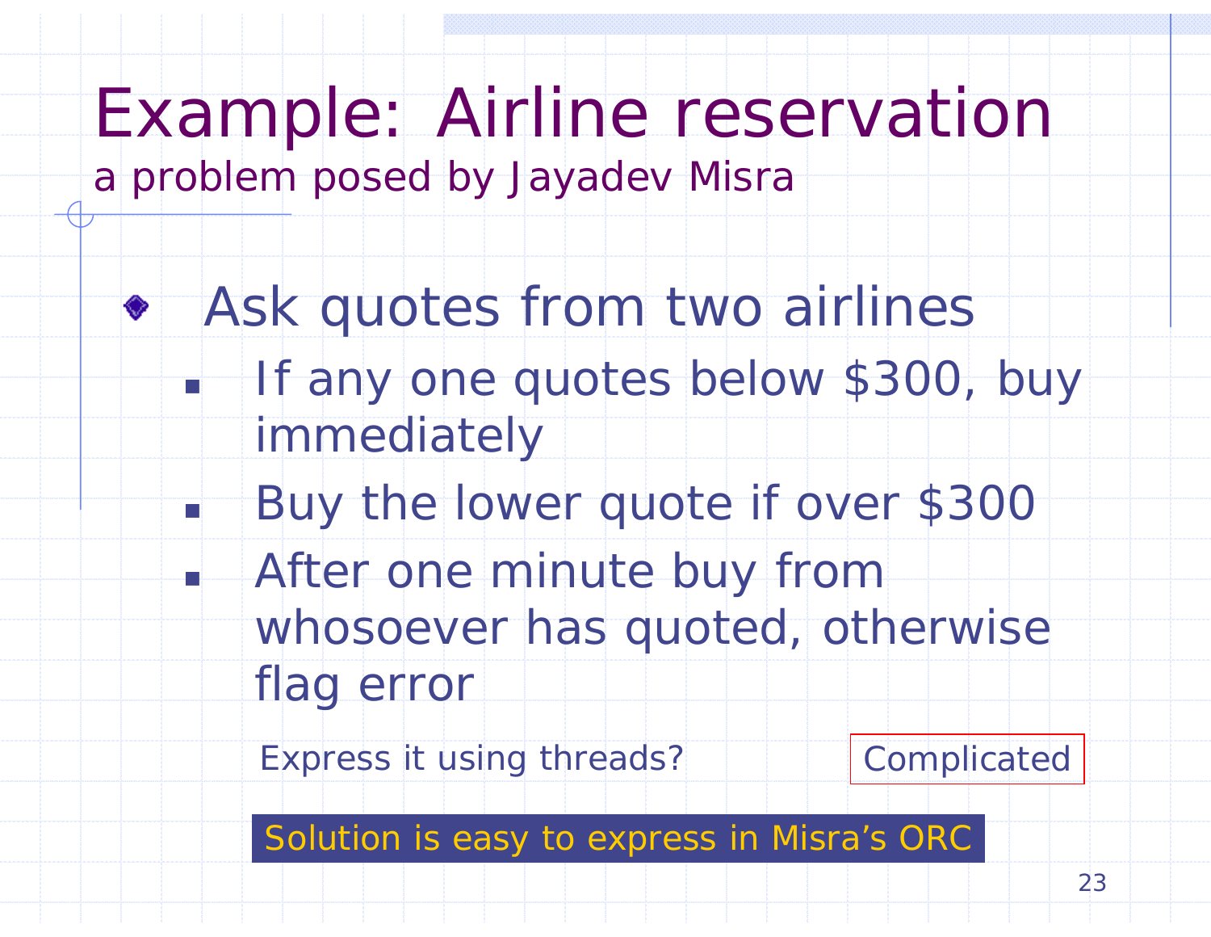# Example: Airline reservation

a problem posed by Jayadev Misra

- Ask quotes from two airlines
  - If any one quotes below $300, buy immediately
  - Buy the lower quote if over $300
  - After one minute buy from whosoever has quoted, otherwise flag error

Express it using threads? Complicated

**Solution is easy to express in Misra's ORC**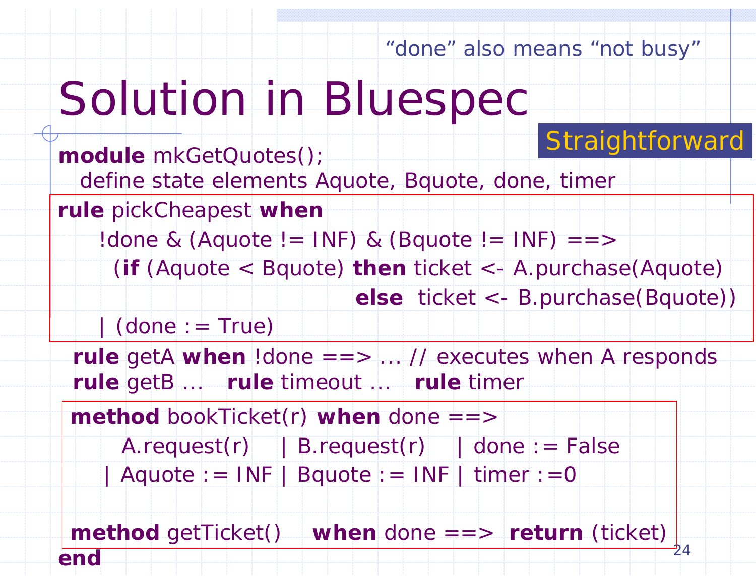"done" also means "not busy"

# Solution in Bluespec

**Straightforward**

```
module mkGetQuotes();
  define state elements Aquote, Bquote, done, timer
rule pickCheapest when
    !done & (Aquote != INF) & (Bquote != INF) ==>
     (if (Aquote < Bquote) then ticket <- A.purchase(Aquote)
                           else  ticket <- B.purchase(Bquote))
    | (done := True)
 rule getA when !done ==> … // executes when A responds
 rule getB …   rule timeout …   rule timer
 method bookTicket(r) when done ==>
      A.request(r)    | B.request(r)    | done := False
    | Aquote := INF | Bquote := INF | timer :=0

 method getTicket()    when done ==>  return (ticket)
end
```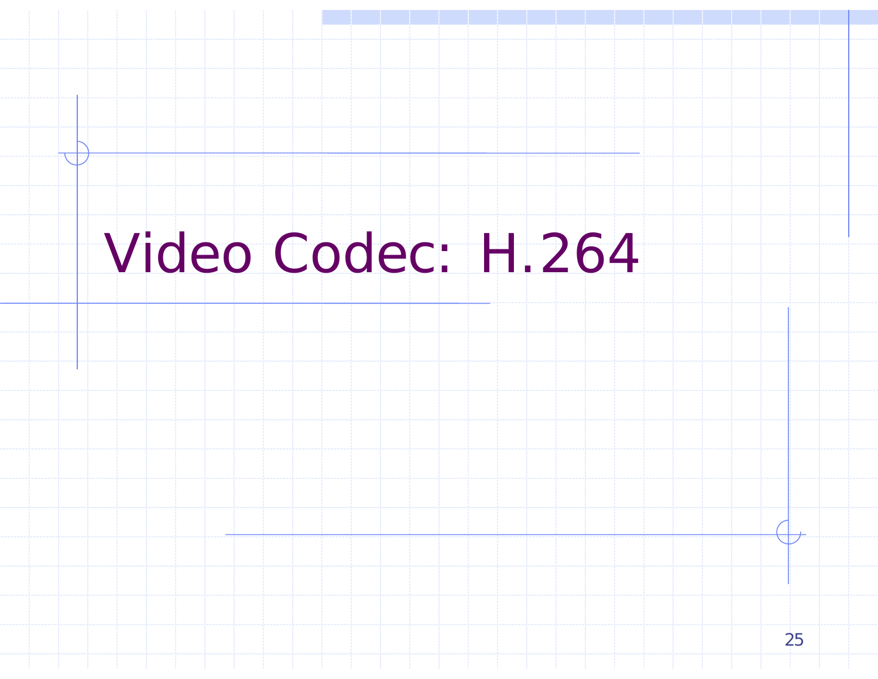# Video Codec: H.264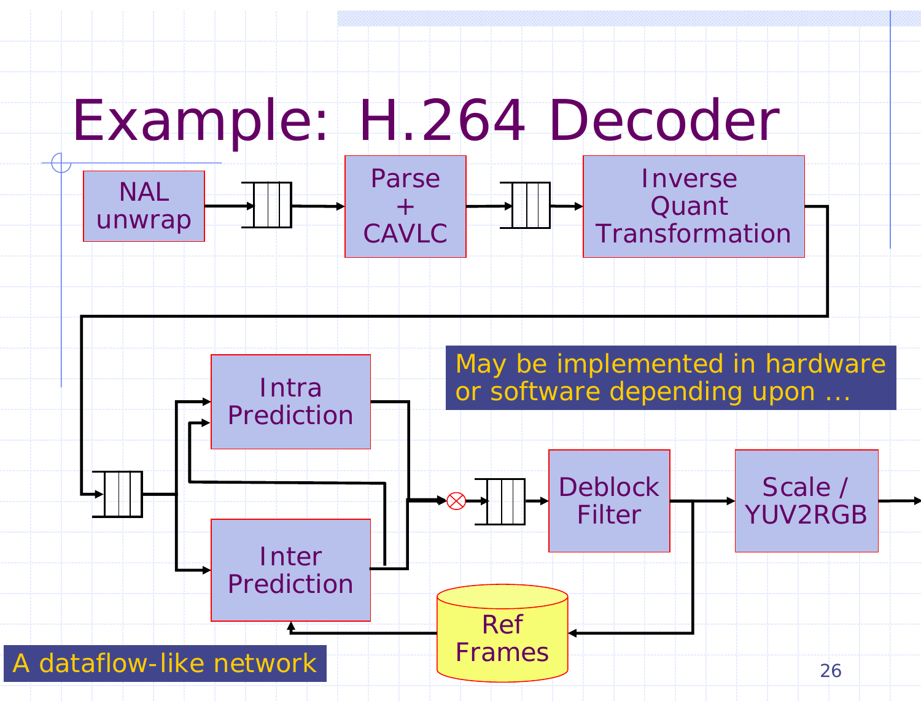# Example: H.264 Decoder

NAL unwrap → Parse + CAVLC → Inverse Quant Transformation

Intra Prediction

Inter Prediction

Deblock Filter → Scale / YUV2RGB

Ref Frames

May be implemented in hardware or software depending upon ...

A dataflow-like network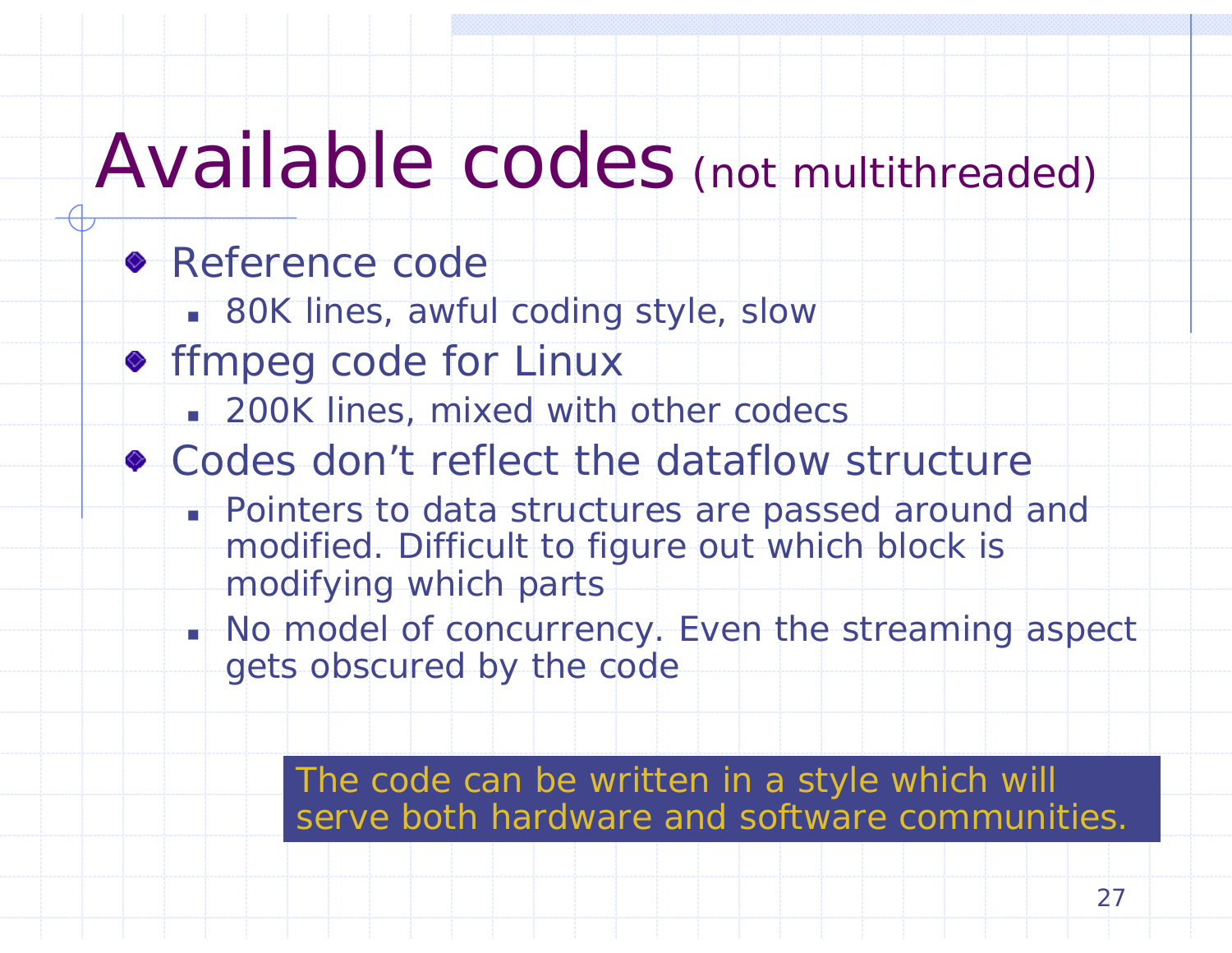# Available codes (not multithreaded)

- Reference code
  - 80K lines, awful coding style, slow
- ffmpeg code for Linux
  - 200K lines, mixed with other codecs
- Codes don't reflect the dataflow structure
  - Pointers to data structures are passed around and modified. Difficult to figure out which block is modifying which parts
  - No model of concurrency. Even the streaming aspect gets obscured by the code

The code can be written in a style which will serve both hardware and software communities.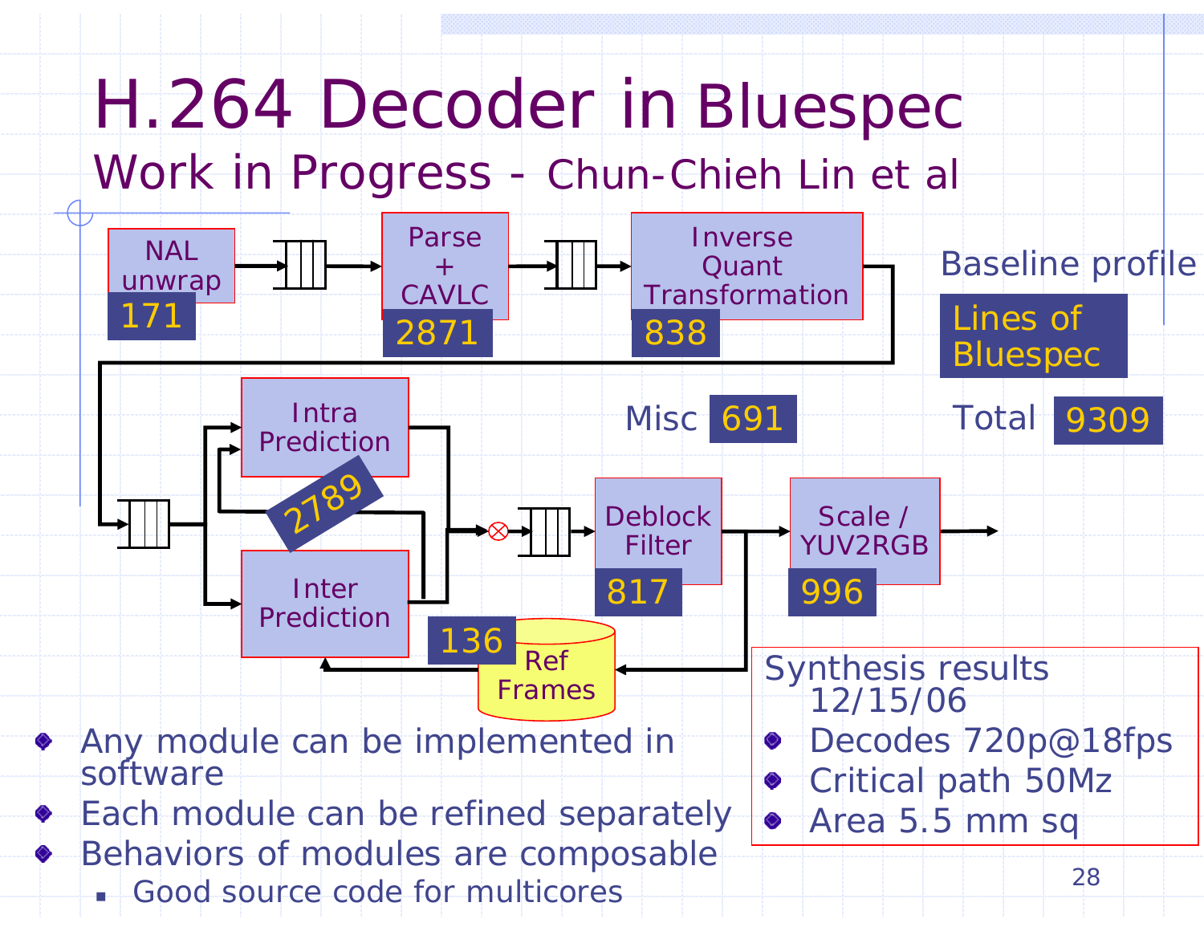# H.264 Decoder in Bluespec

## Work in Progress - Chun-Chieh Lin et al

NAL unwrap 171 → Parse + CAVLC 2871 → Inverse Quant Transformation 838 → Intra Prediction / Inter Prediction 2789 → Deblock Filter 817 → Scale / YUV2RGB 996

Ref Frames 136

Misc 691

Baseline profile

Lines of Bluespec

Total 9309

Synthesis results 12/15/06

- Decodes 720p@18fps
- Critical path 50Mz
- Area 5.5 mm sq

- Any module can be implemented in software
- Each module can be refined separately
- Behaviors of modules are composable
  - Good source code for multicores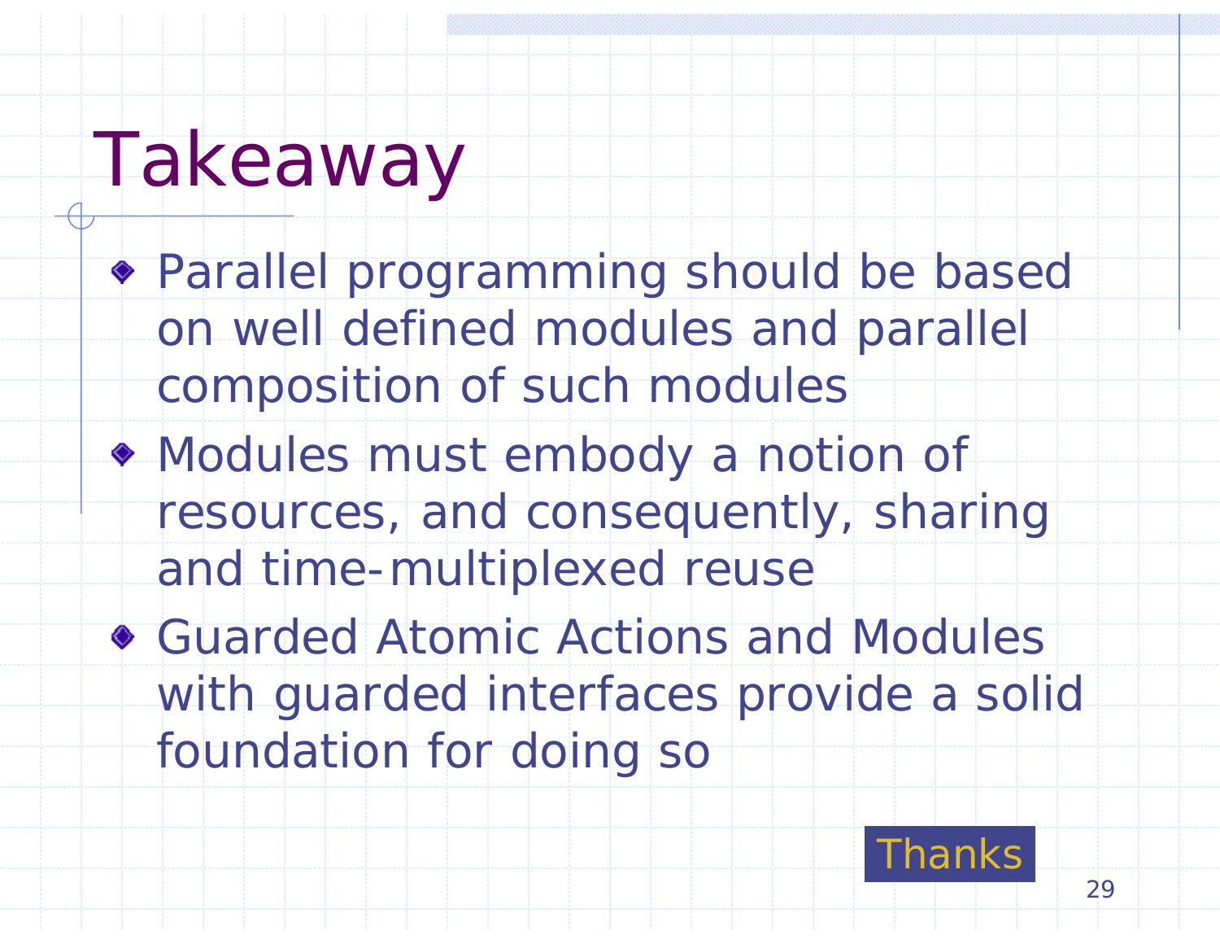# Takeaway

- Parallel programming should be based on well defined modules and parallel composition of such modules
- Modules must embody a notion of resources, and consequently, sharing and time-multiplexed reuse
- Guarded Atomic Actions and Modules with guarded interfaces provide a solid foundation for doing so

Thanks